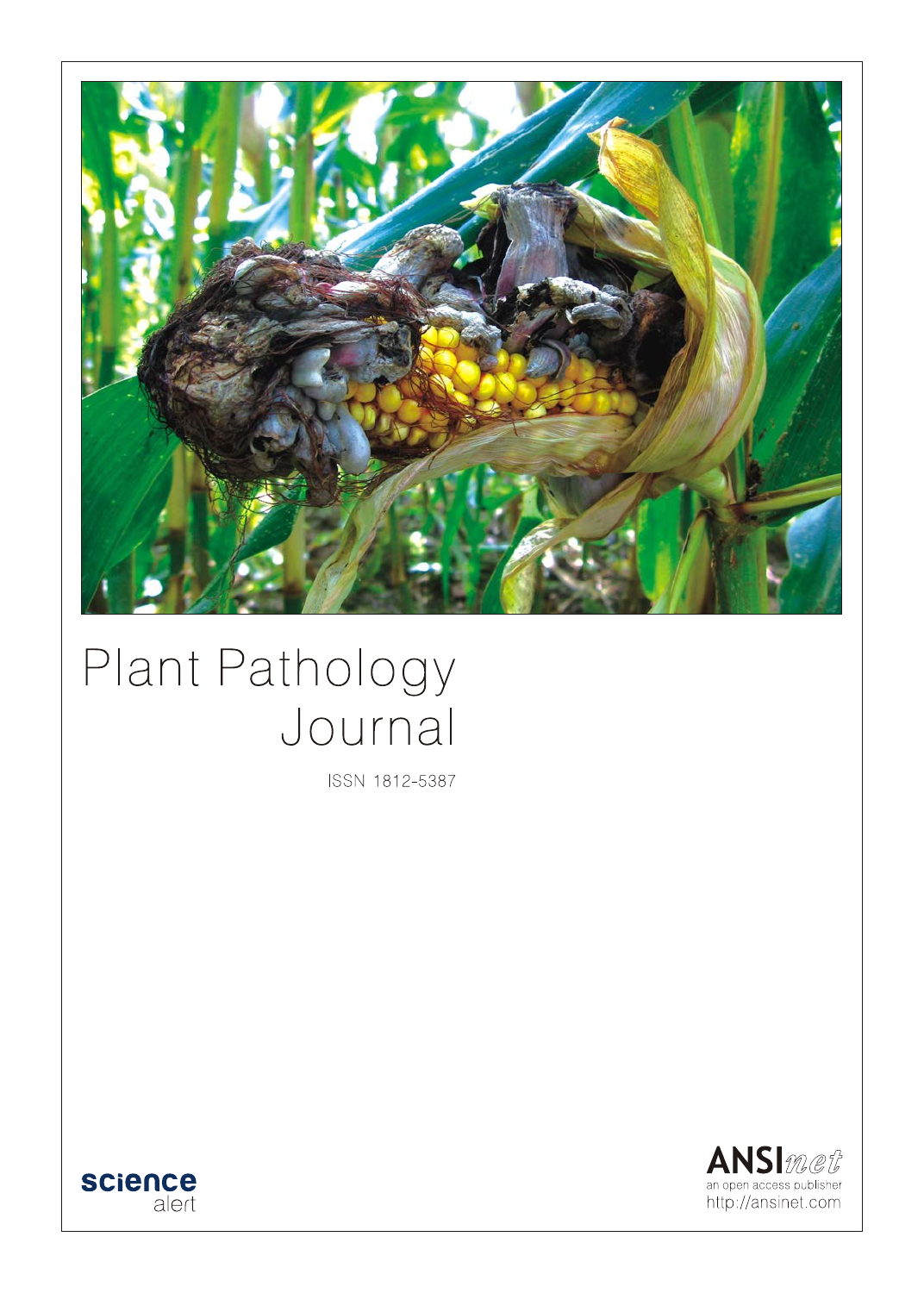# Plant Pathology Journal

ISSN 1812-5387

science alert

ANSInet
an open access publisher
http://ansinet.com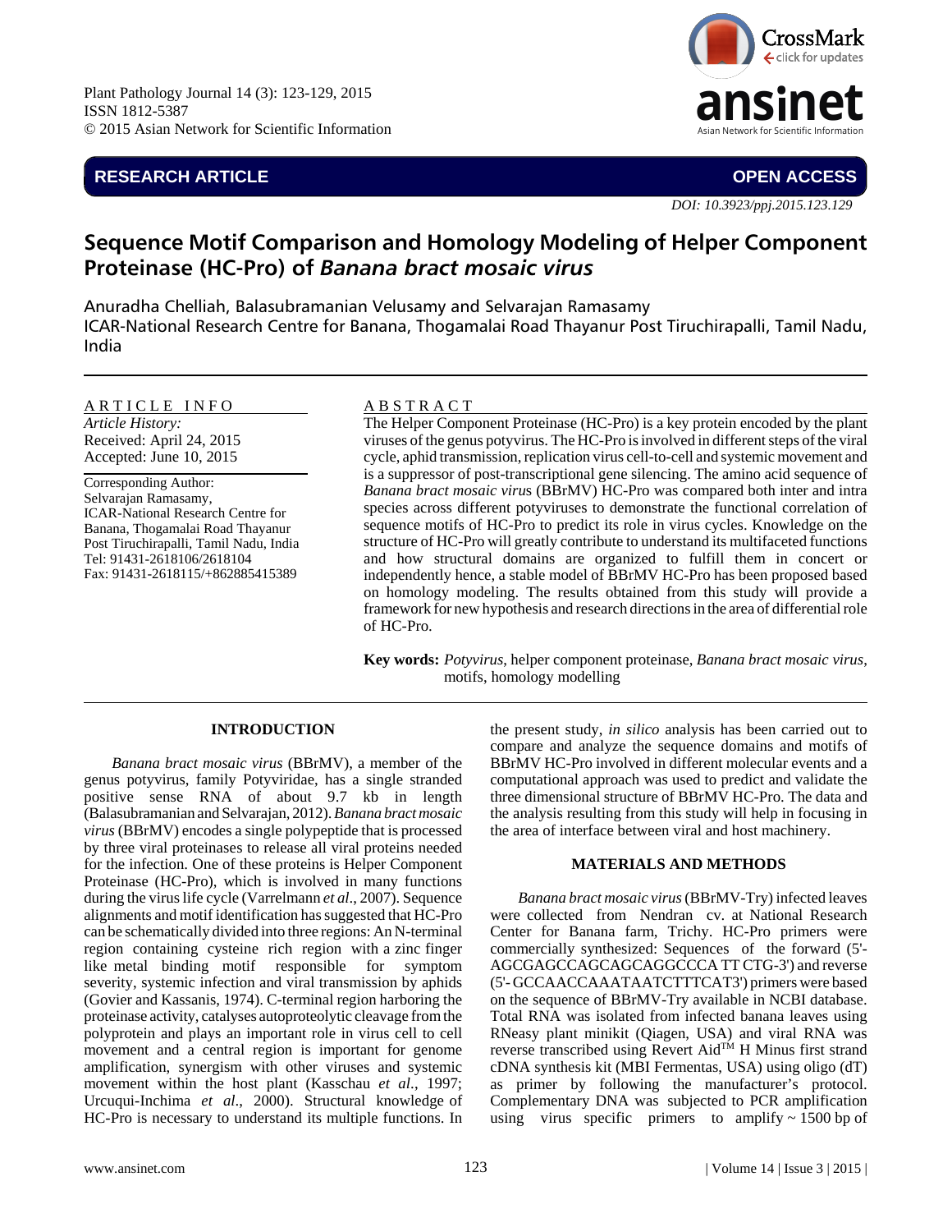Plant Pathology Journal 14 (3): 123-129, 2015
ISSN 1812-5387
© 2015 Asian Network for Scientific Information

**RESEARCH ARTICLE** **OPEN ACCESS**

*DOI: 10.3923/ppj.2015.123.129*

# Sequence Motif Comparison and Homology Modeling of Helper Component Proteinase (HC-Pro) of *Banana bract mosaic virus*

Anuradha Chelliah, Balasubramanian Velusamy and Selvarajan Ramasamy
ICAR-National Research Centre for Banana, Thogamalai Road Thayanur Post Tiruchirapalli, Tamil Nadu, India

**ARTICLE INFO**

*Article History:*
Received: April 24, 2015
Accepted: June 10, 2015

Corresponding Author:
Selvarajan Ramasamy,
ICAR-National Research Centre for Banana, Thogamalai Road Thayanur Post Tiruchirapalli, Tamil Nadu, India
Tel: 91431-2618106/2618104
Fax: 91431-2618115/+862885415389

**ABSTRACT**

The Helper Component Proteinase (HC-Pro) is a key protein encoded by the plant viruses of the genus potyvirus. The HC-Pro is involved in different steps of the viral cycle, aphid transmission, replication virus cell-to-cell and systemic movement and is a suppressor of post-transcriptional gene silencing. The amino acid sequence of *Banana bract mosaic virus* (BBrMV) HC-Pro was compared both inter and intra species across different potyviruses to demonstrate the functional correlation of sequence motifs of HC-Pro to predict its role in virus cycles. Knowledge on the structure of HC-Pro will greatly contribute to understand its multifaceted functions and how structural domains are organized to fulfill them in concert or independently hence, a stable model of BBrMV HC-Pro has been proposed based on homology modeling. The results obtained from this study will provide a framework for new hypothesis and research directions in the area of differential role of HC-Pro.

**Key words:** *Potyvirus*, helper component proteinase, *Banana bract mosaic virus*, motifs, homology modelling

## INTRODUCTION

*Banana bract mosaic virus* (BBrMV), a member of the genus potyvirus, family Potyviridae, has a single stranded positive sense RNA of about 9.7 kb in length (Balasubramanian and Selvarajan, 2012). *Banana bract mosaic virus* (BBrMV) encodes a single polypeptide that is processed by three viral proteinases to release all viral proteins needed for the infection. One of these proteins is Helper Component Proteinase (HC-Pro), which is involved in many functions during the virus life cycle (Varrelmann *et al*., 2007). Sequence alignments and motif identification has suggested that HC-Pro can be schematically divided into three regions: An N-terminal region containing cysteine rich region with a zinc finger like metal binding motif responsible for symptom severity, systemic infection and viral transmission by aphids (Govier and Kassanis, 1974). C-terminal region harboring the proteinase activity, catalyses autoproteolytic cleavage from the polyprotein and plays an important role in virus cell to cell movement and a central region is important for genome amplification, synergism with other viruses and systemic movement within the host plant (Kasschau *et al*., 1997; Urcuqui-Inchima *et al*., 2000). Structural knowledge of HC-Pro is necessary to understand its multiple functions. In the present study, *in silico* analysis has been carried out to compare and analyze the sequence domains and motifs of BBrMV HC-Pro involved in different molecular events and a computational approach was used to predict and validate the three dimensional structure of BBrMV HC-Pro. The data and the analysis resulting from this study will help in focusing in the area of interface between viral and host machinery.

## MATERIALS AND METHODS

*Banana bract mosaic virus* (BBrMV-Try) infected leaves were collected from Nendran cv. at National Research Center for Banana farm, Trichy. HC-Pro primers were commercially synthesized: Sequences of the forward (5'-AGCGAGCCAGCAGCAGGCCCA TT CTG-3') and reverse (5'-GCCAACCAAATAATCTTTCAT3') primers were based on the sequence of BBrMV-Try available in NCBI database. Total RNA was isolated from infected banana leaves using RNeasy plant minikit (Qiagen, USA) and viral RNA was reverse transcribed using Revert Aid™ H Minus first strand cDNA synthesis kit (MBI Fermentas, USA) using oligo (dT) as primer by following the manufacturer's protocol. Complementary DNA was subjected to PCR amplification using virus specific primers to amplify ~ 1500 bp of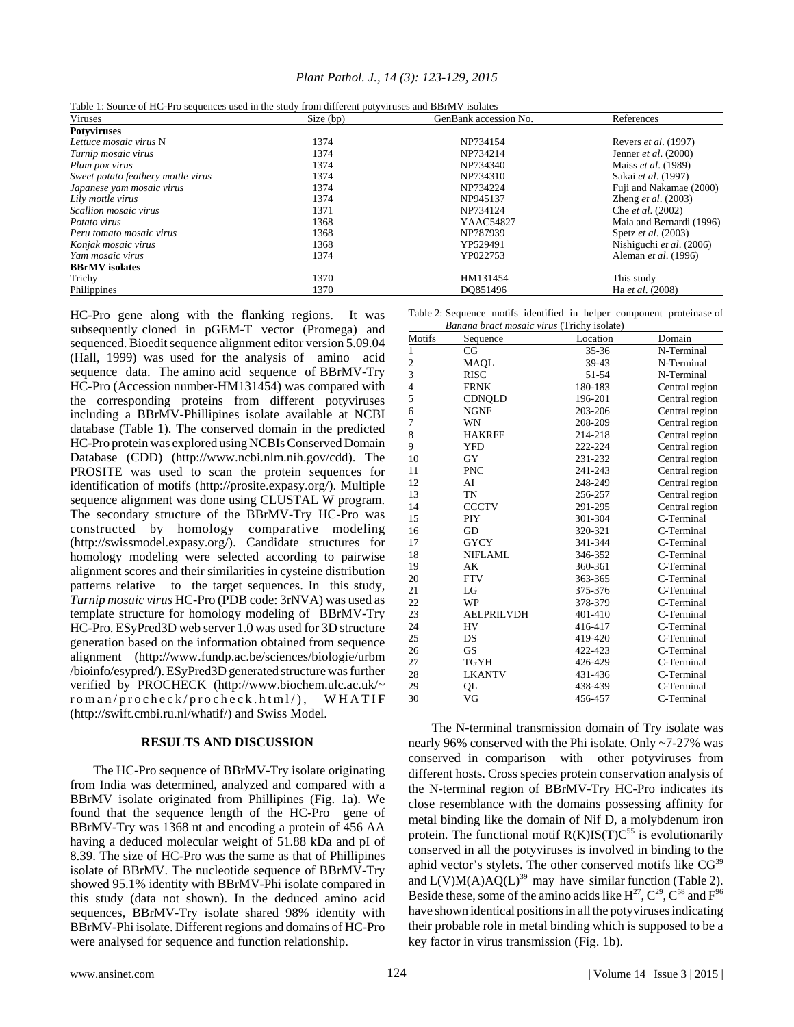Table 1: Source of HC-Pro sequences used in the study from different potyviruses and BBrMV isolates

| Viruses | Size (bp) | GenBank accession No. | References |
|---|---|---|---|
| **Potyviruses** | | | |
| *Lettuce mosaic virus* N | 1374 | NP734154 | Revers *et al*. (1997) |
| *Turnip mosaic virus* | 1374 | NP734214 | Jenner *et al*. (2000) |
| *Plum pox virus* | 1374 | NP734340 | Maiss *et al*. (1989) |
| *Sweet potato feathery mottle virus* | 1374 | NP734310 | Sakai *et al*. (1997) |
| *Japanese yam mosaic virus* | 1374 | NP734224 | Fuji and Nakamae (2000) |
| *Lily mottle virus* | 1374 | NP945137 | Zheng *et al*. (2003) |
| *Scallion mosaic virus* | 1371 | NP734124 | Che *et al*. (2002) |
| *Potato virus* | 1368 | YAAC54827 | Maia and Bernardi (1996) |
| *Peru tomato mosaic virus* | 1368 | NP787939 | Spetz *et al*. (2003) |
| *Konjak mosaic virus* | 1368 | YP529491 | Nishiguchi *et al*. (2006) |
| *Yam mosaic virus* | 1374 | YP022753 | Aleman *et al*. (1996) |
| **BBrMV isolates** | | | |
| Trichy | 1370 | HM131454 | This study |
| Philippines | 1370 | DQ851496 | Ha *et al*. (2008) |

HC-Pro gene along with the flanking regions. It was subsequently cloned in pGEM-T vector (Promega) and sequenced. Bioedit sequence alignment editor version 5.09.04 (Hall, 1999) was used for the analysis of amino acid sequence data. The amino acid sequence of BBrMV-Try HC-Pro (Accession number-HM131454) was compared with the corresponding proteins from different potyviruses including a BBrMV-Phillipines isolate available at NCBI database (Table 1). The conserved domain in the predicted HC-Pro protein was explored using NCBIs Conserved Domain Database (CDD) (http://www.ncbi.nlm.nih.gov/cdd). The PROSITE was used to scan the protein sequences for identification of motifs (http://prosite.expasy.org/). Multiple sequence alignment was done using CLUSTAL W program. The secondary structure of the BBrMV-Try HC-Pro was constructed by homology comparative modeling (http://swissmodel.expasy.org/). Candidate structures for homology modeling were selected according to pairwise alignment scores and their similarities in cysteine distribution patterns relative to the target sequences. In this study, *Turnip mosaic virus* HC-Pro (PDB code: 3rNVA) was used as template structure for homology modeling of BBrMV-Try HC-Pro. ESyPred3D web server 1.0 was used for 3D structure generation based on the information obtained from sequence alignment (http://www.fundp.ac.be/sciences/biologie/urbm/bioinfo/esypred/). ESyPred3D generated structure was further verified by PROCHECK (http://www.biochem.ulc.ac.uk/~roman/procheck/procheck.html/), WHATIF (http://swift.cmbi.ru.nl/whatif/) and Swiss Model.

## RESULTS AND DISCUSSION

The HC-Pro sequence of BBrMV-Try isolate originating from India was determined, analyzed and compared with a BBrMV isolate originated from Phillipines (Fig. 1a). We found that the sequence length of the HC-Pro gene of BBrMV-Try was 1368 nt and encoding a protein of 456 AA having a deduced molecular weight of 51.88 kDa and pI of 8.39. The size of HC-Pro was the same as that of Phillipines isolate of BBrMV. The nucleotide sequence of BBrMV-Try showed 95.1% identity with BBrMV-Phi isolate compared in this study (data not shown). In the deduced amino acid sequences, BBrMV-Try isolate shared 98% identity with BBrMV-Phi isolate. Different regions and domains of HC-Pro were analysed for sequence and function relationship.

Table 2: Sequence motifs identified in helper component proteinase of *Banana bract mosaic virus* (Trichy isolate)

| Motifs | Sequence | Location | Domain |
|---|---|---|---|
| 1 | CG | 35-36 | N-Terminal |
| 2 | MAQL | 39-43 | N-Terminal |
| 3 | RISC | 51-54 | N-Terminal |
| 4 | FRNK | 180-183 | Central region |
| 5 | CDNQLD | 196-201 | Central region |
| 6 | NGNF | 203-206 | Central region |
| 7 | WN | 208-209 | Central region |
| 8 | HAKRFF | 214-218 | Central region |
| 9 | YFD | 222-224 | Central region |
| 10 | GY | 231-232 | Central region |
| 11 | PNC | 241-243 | Central region |
| 12 | AI | 248-249 | Central region |
| 13 | TN | 256-257 | Central region |
| 14 | CCCTV | 291-295 | Central region |
| 15 | PIY | 301-304 | C-Terminal |
| 16 | GD | 320-321 | C-Terminal |
| 17 | GYCY | 341-344 | C-Terminal |
| 18 | NIFLAML | 346-352 | C-Terminal |
| 19 | AK | 360-361 | C-Terminal |
| 20 | FTV | 363-365 | C-Terminal |
| 21 | LG | 375-376 | C-Terminal |
| 22 | WP | 378-379 | C-Terminal |
| 23 | AELPRILVDH | 401-410 | C-Terminal |
| 24 | HV | 416-417 | C-Terminal |
| 25 | DS | 419-420 | C-Terminal |
| 26 | GS | 422-423 | C-Terminal |
| 27 | TGYH | 426-429 | C-Terminal |
| 28 | LKANTV | 431-436 | C-Terminal |
| 29 | QL | 438-439 | C-Terminal |
| 30 | VG | 456-457 | C-Terminal |

The N-terminal transmission domain of Try isolate was nearly 96% conserved with the Phi isolate. Only ~7-27% was conserved in comparison with other potyviruses from different hosts. Cross species protein conservation analysis of the N-terminal region of BBrMV-Try HC-Pro indicates its close resemblance with the domains possessing affinity for metal binding like the domain of Nif D, a molybdenum iron protein. The functional motif $R(K)IS(T)C^{55}$ is evolutionarily conserved in all the potyviruses is involved in binding to the aphid vector's stylets. The other conserved motifs like $CG^{39}$ and $L(V)M(A)AQ(L)^{39}$ may have similar function (Table 2). Beside these, some of the amino acids like $H^{27}$, $C^{29}$, $C^{58}$ and $F^{96}$ have shown identical positions in all the potyviruses indicating their probable role in metal binding which is supposed to be a key factor in virus transmission (Fig. 1b).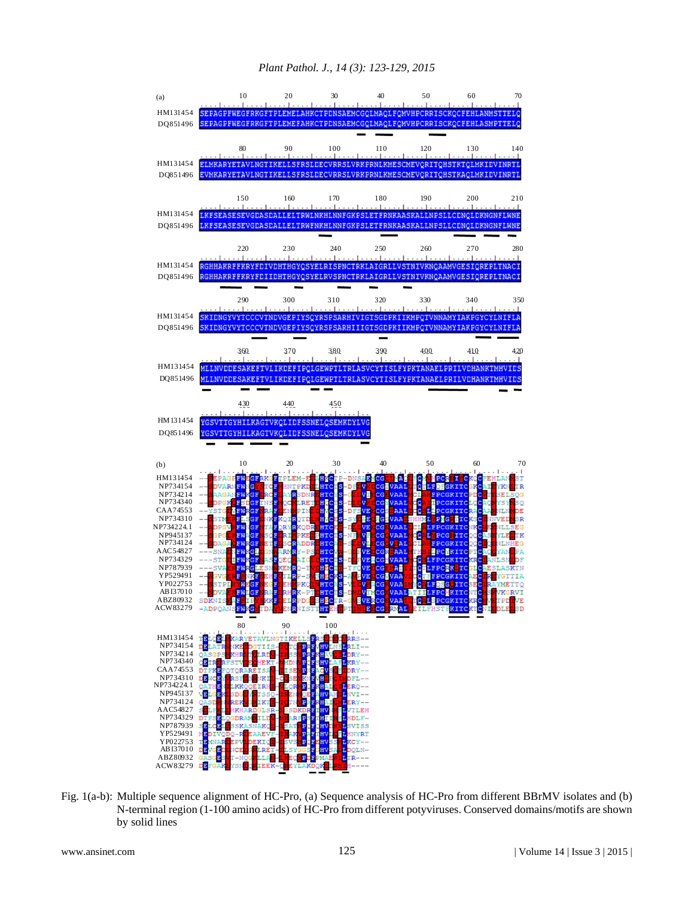Fig. 1(a-b): Multiple sequence alignment of HC-Pro, (a) Sequence analysis of HC-Pro from different BBrMV isolates and (b) N-terminal region (1-100 amino acids) of HC-Pro from different potyviruses. Conserved domains/motifs are shown by solid lines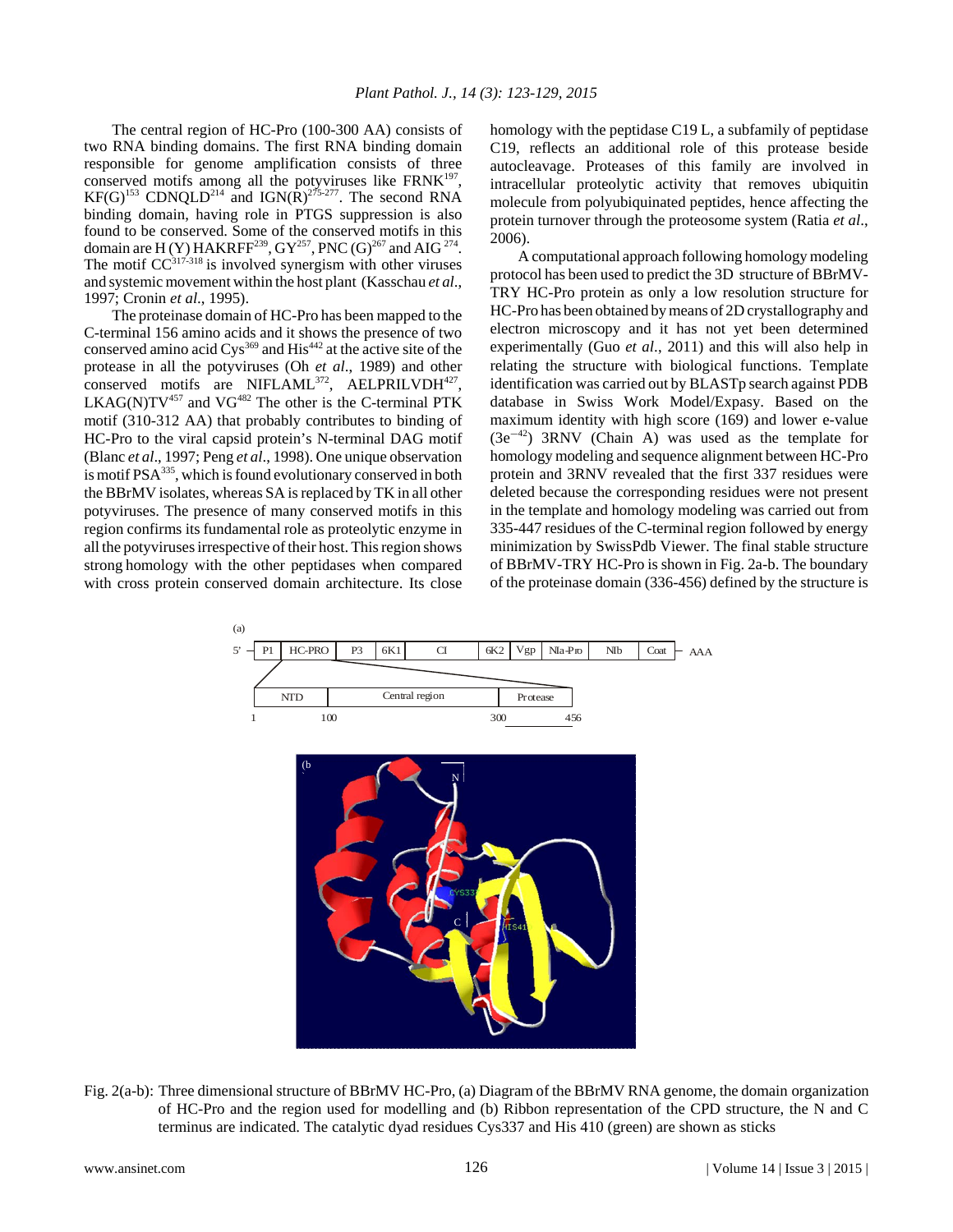The central region of HC-Pro (100-300 AA) consists of two RNA binding domains. The first RNA binding domain responsible for genome amplification consists of three conserved motifs among all the potyviruses like FRNK[197], KF(G)[153] CDNQLD[214] and IGN(R)[275-277]. The second RNA binding domain, having role in PTGS suppression is also found to be conserved. Some of the conserved motifs in this domain are H (Y) HAKRFF[239], GY[257], PNC (G)[267] and AIG [274]. The motif CC[317-318] is involved synergism with other viruses and systemic movement within the host plant (Kasschau *et al*., 1997; Cronin *et al*., 1995).

The proteinase domain of HC-Pro has been mapped to the C-terminal 156 amino acids and it shows the presence of two conserved amino acid Cys[369] and His[442] at the active site of the protease in all the potyviruses (Oh *et al*., 1989) and other conserved motifs are NIFLAML[372], AELPRILVDH[427], LKAG(N)TV[457] and VG[482] The other is the C-terminal PTK motif (310-312 AA) that probably contributes to binding of HC-Pro to the viral capsid protein's N-terminal DAG motif (Blanc *et al*., 1997; Peng *et al*., 1998). One unique observation is motif PSA[335], which is found evolutionary conserved in both the BBrMV isolates, whereas SA is replaced by TK in all other potyviruses. The presence of many conserved motifs in this region confirms its fundamental role as proteolytic enzyme in all the potyviruses irrespective of their host. This region shows strong homology with the other peptidases when compared with cross protein conserved domain architecture. Its close homology with the peptidase C19 L, a subfamily of peptidase C19, reflects an additional role of this protease beside autocleavage. Proteases of this family are involved in intracellular proteolytic activity that removes ubiquitin molecule from polyubiquinated peptides, hence affecting the protein turnover through the proteosome system (Ratia *et al*., 2006).

A computational approach following homology modeling protocol has been used to predict the 3D structure of BBrMV-TRY HC-Pro protein as only a low resolution structure for HC-Pro has been obtained by means of 2D crystallography and electron microscopy and it has not yet been determined experimentally (Guo *et al*., 2011) and this will also help in relating the structure with biological functions. Template identification was carried out by BLASTp search against PDB database in Swiss Work Model/Expasy. Based on the maximum identity with high score (169) and lower e-value ($3e^{-42}$) 3RNV (Chain A) was used as the template for homology modeling and sequence alignment between HC-Pro protein and 3RNV revealed that the first 337 residues were deleted because the corresponding residues were not present in the template and homology modeling was carried out from 335-447 residues of the C-terminal region followed by energy minimization by SwissPdb Viewer. The final stable structure of BBrMV-TRY HC-Pro is shown in Fig. 2a-b. The boundary of the proteinase domain (336-456) defined by the structure is

Fig. 2(a-b): Three dimensional structure of BBrMV HC-Pro, (a) Diagram of the BBrMV RNA genome, the domain organization of HC-Pro and the region used for modelling and (b) Ribbon representation of the CPD structure, the N and C terminus are indicated. The catalytic dyad residues Cys337 and His 410 (green) are shown as sticks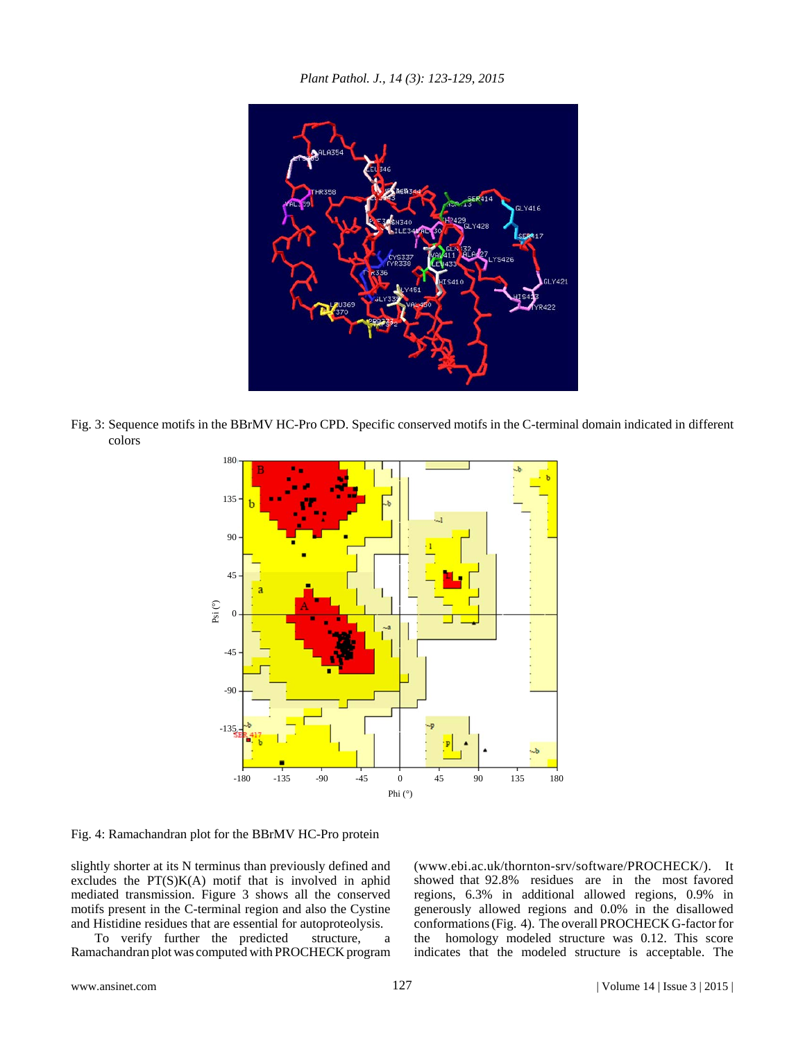Fig. 3: Sequence motifs in the BBrMV HC-Pro CPD. Specific conserved motifs in the C-terminal domain indicated in different colors

Fig. 4: Ramachandran plot for the BBrMV HC-Pro protein

slightly shorter at its N terminus than previously defined and excludes the PT(S)K(A) motif that is involved in aphid mediated transmission. Figure 3 shows all the conserved motifs present in the C-terminal region and also the Cystine and Histidine residues that are essential for autoproteolysis.

To verify further the predicted structure, a Ramachandran plot was computed with PROCHECK program (www.ebi.ac.uk/thornton-srv/software/PROCHECK/). It showed that 92.8% residues are in the most favored regions, 6.3% in additional allowed regions, 0.9% in generously allowed regions and 0.0% in the disallowed conformations (Fig. 4). The overall PROCHECK G-factor for the homology modeled structure was 0.12. This score indicates that the modeled structure is acceptable. The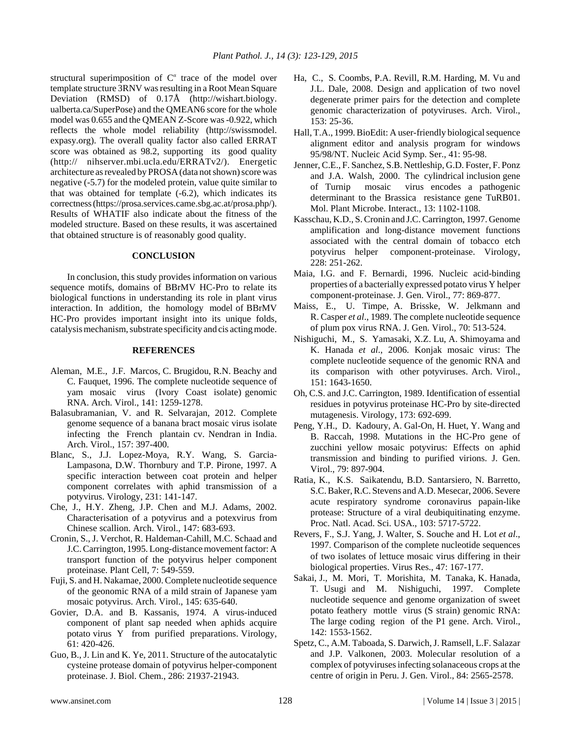structural superimposition of $C^{\alpha}$ trace of the model over template structure 3RNV was resulting in a Root Mean Square Deviation (RMSD) of 0.17Å (http://wishart.biology.ualberta.ca/SuperPose) and the QMEAN6 score for the whole model was 0.655 and the QMEAN Z-Score was -0.922, which reflects the whole model reliability (http://swissmodel.expasy.org). The overall quality factor also called ERRAT score was obtained as 98.2, supporting its good quality (http:// nihserver.mbi.ucla.edu/ERRATv2/). Energetic architecture as revealed by PROSA (data not shown) score was negative (-5.7) for the modeled protein, value quite similar to that was obtained for template (-6.2), which indicates its correctness (https://prosa.services.came.sbg.ac.at/prosa.php/). Results of WHATIF also indicate about the fitness of the modeled structure. Based on these results, it was ascertained that obtained structure is of reasonably good quality.

## CONCLUSION

In conclusion, this study provides information on various sequence motifs, domains of BBrMV HC-Pro to relate its biological functions in understanding its role in plant virus interaction. In addition, the homology model of BBrMV HC-Pro provides important insight into its unique folds, catalysis mechanism, substrate specificity and cis acting mode.

## REFERENCES

Aleman, M.E., J.F. Marcos, C. Brugidou, R.N. Beachy and C. Fauquet, 1996. The complete nucleotide sequence of yam mosaic virus (Ivory Coast isolate) genomic RNA. Arch. Virol., 141: 1259-1278.

Balasubramanian, V. and R. Selvarajan, 2012. Complete genome sequence of a banana bract mosaic virus isolate infecting the French plantain cv. Nendran in India. Arch. Virol., 157: 397-400.

Blanc, S., J.J. Lopez-Moya, R.Y. Wang, S. Garcia-Lampasona, D.W. Thornbury and T.P. Pirone, 1997. A specific interaction between coat protein and helper component correlates with aphid transmission of a potyvirus. Virology, 231: 141-147.

Che, J., H.Y. Zheng, J.P. Chen and M.J. Adams, 2002. Characterisation of a potyvirus and a potexvirus from Chinese scallion. Arch. Virol., 147: 683-693.

Cronin, S., J. Verchot, R. Haldeman-Cahill, M.C. Schaad and J.C. Carrington, 1995. Long-distance movement factor: A transport function of the potyvirus helper component proteinase. Plant Cell, 7: 549-559.

Fuji, S. and H. Nakamae, 2000. Complete nucleotide sequence of the geonomic RNA of a mild strain of Japanese yam mosaic potyvirus. Arch. Virol., 145: 635-640.

Govier, D.A. and B. Kassanis, 1974. A virus-induced component of plant sap needed when aphids acquire potato virus Y from purified preparations. Virology, 61: 420-426.

Guo, B., J. Lin and K. Ye, 2011. Structure of the autocatalytic cysteine protease domain of potyvirus helper-component proteinase. J. Biol. Chem., 286: 21937-21943.

Ha, C., S. Coombs, P.A. Revill, R.M. Harding, M. Vu and J.L. Dale, 2008. Design and application of two novel degenerate primer pairs for the detection and complete genomic characterization of potyviruses. Arch. Virol., 153: 25-36.

Hall, T.A., 1999. BioEdit: A user-friendly biological sequence alignment editor and analysis program for windows 95/98/NT. Nucleic Acid Symp. Ser., 41: 95-98.

Jenner, C.E., F. Sanchez, S.B. Nettleship, G.D. Foster, F. Ponz and J.A. Walsh, 2000. The cylindrical inclusion gene of Turnip mosaic virus encodes a pathogenic determinant to the Brassica resistance gene TuRB01. Mol. Plant Microbe. Interact., 13: 1102-1108.

Kasschau, K.D., S. Cronin and J.C. Carrington, 1997. Genome amplification and long-distance movement functions associated with the central domain of tobacco etch potyvirus helper component-proteinase. Virology, 228: 251-262.

Maia, I.G. and F. Bernardi, 1996. Nucleic acid-binding properties of a bacterially expressed potato virus Y helper component-proteinase. J. Gen. Virol., 77: 869-877.

Maiss, E., U. Timpe, A. Brisske, W. Jelkmann and R. Casper *et al*., 1989. The complete nucleotide sequence of plum pox virus RNA. J. Gen. Virol., 70: 513-524.

Nishiguchi, M., S. Yamasaki, X.Z. Lu, A. Shimoyama and K. Hanada *et al*., 2006. Konjak mosaic virus: The complete nucleotide sequence of the genomic RNA and its comparison with other potyviruses. Arch. Virol., 151: 1643-1650.

Oh, C.S. and J.C. Carrington, 1989. Identification of essential residues in potyvirus proteinase HC-Pro by site-directed mutagenesis. Virology, 173: 692-699.

Peng, Y.H., D. Kadoury, A. Gal-On, H. Huet, Y. Wang and B. Raccah, 1998. Mutations in the HC-Pro gene of zucchini yellow mosaic potyvirus: Effects on aphid transmission and binding to purified virions. J. Gen. Virol., 79: 897-904.

Ratia, K., K.S. Saikatendu, B.D. Santarsiero, N. Barretto, S.C. Baker, R.C. Stevens and A.D. Mesecar, 2006. Severe acute respiratory syndrome coronavirus papain-like protease: Structure of a viral deubiquitinating enzyme. Proc. Natl. Acad. Sci. USA., 103: 5717-5722.

Revers, F., S.J. Yang, J. Walter, S. Souche and H. Lot *et al*., 1997. Comparison of the complete nucleotide sequences of two isolates of lettuce mosaic virus differing in their biological properties. Virus Res., 47: 167-177.

Sakai, J., M. Mori, T. Morishita, M. Tanaka, K. Hanada, T. Usugi and M. Nishiguchi, 1997. Complete nucleotide sequence and genome organization of sweet potato feathery mottle virus (S strain) genomic RNA: The large coding region of the P1 gene. Arch. Virol., 142: 1553-1562.

Spetz, C., A.M. Taboada, S. Darwich, J. Ramsell, L.F. Salazar and J.P. Valkonen, 2003. Molecular resolution of a complex of potyviruses infecting solanaceous crops at the centre of origin in Peru. J. Gen. Virol., 84: 2565-2578.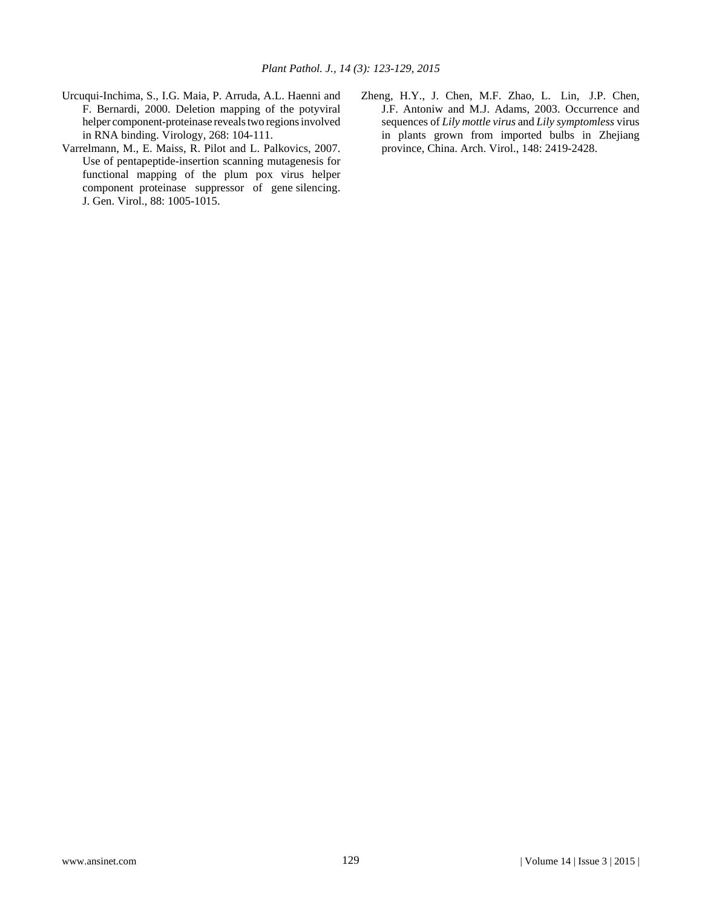Urcuqui-Inchima, S., I.G. Maia, P. Arruda, A.L. Haenni and F. Bernardi, 2000. Deletion mapping of the potyviral helper component-proteinase reveals two regions involved in RNA binding. Virology, 268: 104-111.

Varrelmann, M., E. Maiss, R. Pilot and L. Palkovics, 2007. Use of pentapeptide-insertion scanning mutagenesis for functional mapping of the plum pox virus helper component proteinase suppressor of gene silencing. J. Gen. Virol., 88: 1005-1015.

Zheng, H.Y., J. Chen, M.F. Zhao, L. Lin, J.P. Chen, J.F. Antoniw and M.J. Adams, 2003. Occurrence and sequences of *Lily mottle virus* and *Lily symptomless* virus in plants grown from imported bulbs in Zhejiang province, China. Arch. Virol., 148: 2419-2428.